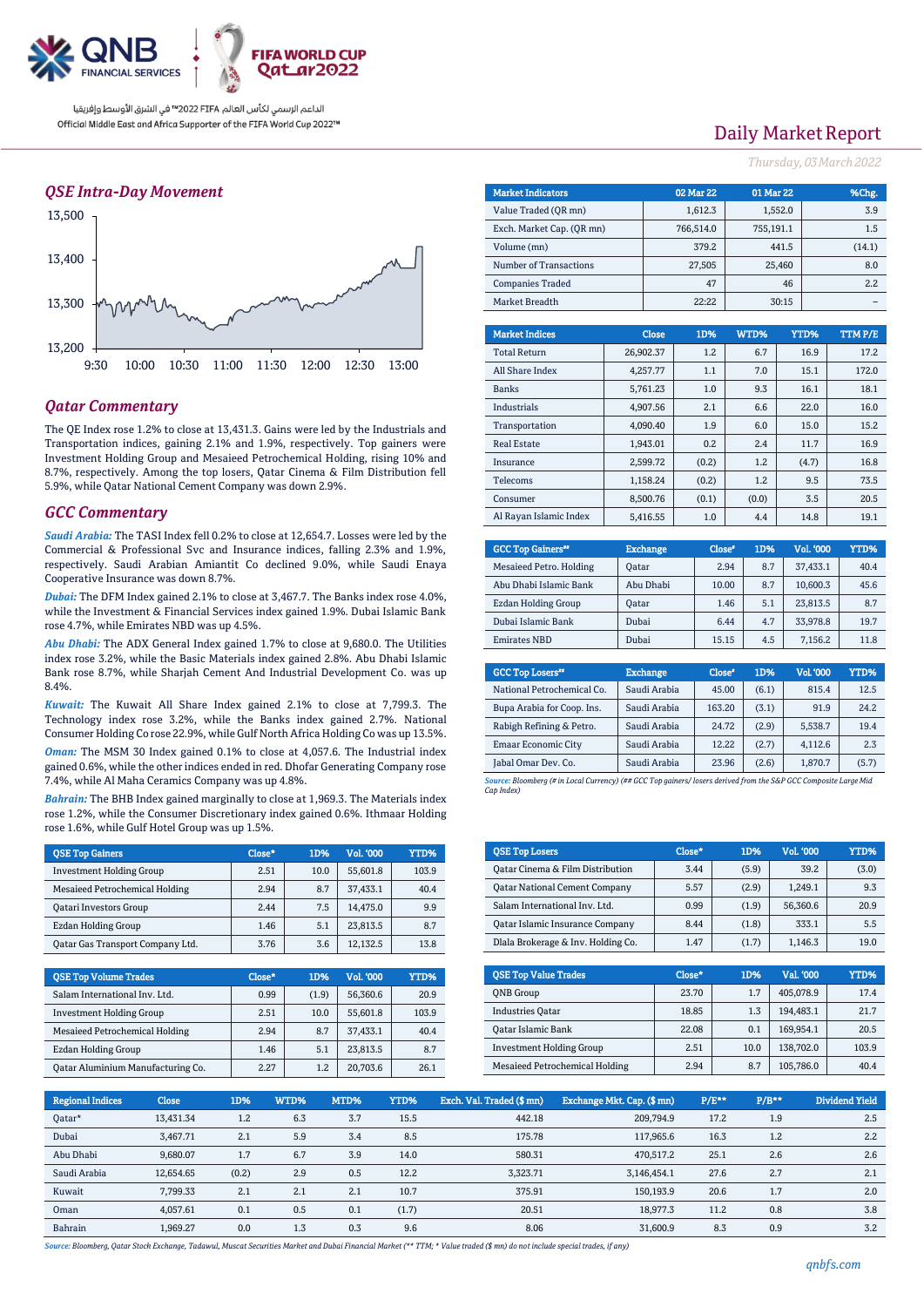QNB FINANCIAL SERVICES

FIFA WORLD CUP Qatar2022

الداعم الرسمي لكأس العالم FIFA 2022™ في الشرق الأوسط وإفريقيا

Official Middle East and Africa Supporter of the FIFA World Cup 2022™

# Daily Market Report

*Thursday, 03 March 2022*

## QSE Intra-Day Movement

## Qatar Commentary

The QE Index rose 1.2% to close at 13,431.3. Gains were led by the Industrials and Transportation indices, gaining 2.1% and 1.9%, respectively. Top gainers were Investment Holding Group and Mesaieed Petrochemical Holding, rising 10% and 8.7%, respectively. Among the top losers, Qatar Cinema & Film Distribution fell 5.9%, while Qatar National Cement Company was down 2.9%.

## GCC Commentary

***Saudi Arabia:*** The TASI Index fell 0.2% to close at 12,654.7. Losses were led by the Commercial & Professional Svc and Insurance indices, falling 2.3% and 1.9%, respectively. Saudi Arabian Amiantit Co declined 9.0%, while Saudi Enaya Cooperative Insurance was down 8.7%.

***Dubai:*** The DFM Index gained 2.1% to close at 3,467.7. The Banks index rose 4.0%, while the Investment & Financial Services index gained 1.9%. Dubai Islamic Bank rose 4.7%, while Emirates NBD was up 4.5%.

***Abu Dhabi:*** The ADX General Index gained 1.7% to close at 9,680.0. The Utilities index rose 3.2%, while the Basic Materials index gained 2.8%. Abu Dhabi Islamic Bank rose 8.7%, while Sharjah Cement And Industrial Development Co. was up 8.4%.

***Kuwait:*** The Kuwait All Share Index gained 2.1% to close at 7,799.3. The Technology index rose 3.2%, while the Banks index gained 2.7%. National Consumer Holding Co rose 22.9%, while Gulf North Africa Holding Co was up 13.5%.

***Oman:*** The MSM 30 Index gained 0.1% to close at 4,057.6. The Industrial index gained 0.6%, while the other indices ended in red. Dhofar Generating Company rose 7.4%, while Al Maha Ceramics Company was up 4.8%.

***Bahrain:*** The BHB Index gained marginally to close at 1,969.3. The Materials index rose 1.2%, while the Consumer Discretionary index gained 0.6%. Ithmaar Holding rose 1.6%, while Gulf Hotel Group was up 1.5%.

| Market Indicators | 02 Mar 22 | 01 Mar 22 | %Chg. |
|---|---|---|---|
| Value Traded (QR mn) | 1,612.3 | 1,552.0 | 3.9 |
| Exch. Market Cap. (QR mn) | 766,514.0 | 755,191.1 | 1.5 |
| Volume (mn) | 379.2 | 441.5 | (14.1) |
| Number of Transactions | 27,505 | 25,460 | 8.0 |
| Companies Traded | 47 | 46 | 2.2 |
| Market Breadth | 22:22 | 30:15 | – |

| Market Indices | Close | 1D% | WTD% | YTD% | TTM P/E |
|---|---|---|---|---|---|
| Total Return | 26,902.37 | 1.2 | 6.7 | 16.9 | 17.2 |
| All Share Index | 4,257.77 | 1.1 | 7.0 | 15.1 | 172.0 |
| Banks | 5,761.23 | 1.0 | 9.3 | 16.1 | 18.1 |
| Industrials | 4,907.56 | 2.1 | 6.6 | 22.0 | 16.0 |
| Transportation | 4,090.40 | 1.9 | 6.0 | 15.0 | 15.2 |
| Real Estate | 1,943.01 | 0.2 | 2.4 | 11.7 | 16.9 |
| Insurance | 2,599.72 | (0.2) | 1.2 | (4.7) | 16.8 |
| Telecoms | 1,158.24 | (0.2) | 1.2 | 9.5 | 73.5 |
| Consumer | 8,500.76 | (0.1) | (0.0) | 3.5 | 20.5 |
| Al Rayan Islamic Index | 5,416.55 | 1.0 | 4.4 | 14.8 | 19.1 |

| GCC Top Gainers## | Exchange | Close# | 1D% | Vol. '000 | YTD% |
|---|---|---|---|---|---|
| Mesaieed Petro. Holding | Qatar | 2.94 | 8.7 | 37,433.1 | 40.4 |
| Abu Dhabi Islamic Bank | Abu Dhabi | 10.00 | 8.7 | 10,600.3 | 45.6 |
| Ezdan Holding Group | Qatar | 1.46 | 5.1 | 23,813.5 | 8.7 |
| Dubai Islamic Bank | Dubai | 6.44 | 4.7 | 33,978.8 | 19.7 |
| Emirates NBD | Dubai | 15.15 | 4.5 | 7,156.2 | 11.8 |

| GCC Top Losers## | Exchange | Close# | 1D% | Vol. '000 | YTD% |
|---|---|---|---|---|---|
| National Petrochemical Co. | Saudi Arabia | 45.00 | (6.1) | 815.4 | 12.5 |
| Bupa Arabia for Coop. Ins. | Saudi Arabia | 163.20 | (3.1) | 91.9 | 24.2 |
| Rabigh Refining & Petro. | Saudi Arabia | 24.72 | (2.9) | 5,538.7 | 19.4 |
| Emaar Economic City | Saudi Arabia | 12.22 | (2.7) | 4,112.6 | 2.3 |
| Jabal Omar Dev. Co. | Saudi Arabia | 23.96 | (2.6) | 1,870.7 | (5.7) |

*Source: Bloomberg (# in Local Currency) (## GCC Top gainers/ losers derived from the S&P GCC Composite Large Mid Cap Index)*

| QSE Top Gainers | Close* | 1D% | Vol. '000 | YTD% |
|---|---|---|---|---|
| Investment Holding Group | 2.51 | 10.0 | 55,601.8 | 103.9 |
| Mesaieed Petrochemical Holding | 2.94 | 8.7 | 37,433.1 | 40.4 |
| Qatari Investors Group | 2.44 | 7.5 | 14,475.0 | 9.9 |
| Ezdan Holding Group | 1.46 | 5.1 | 23,813.5 | 8.7 |
| Qatar Gas Transport Company Ltd. | 3.76 | 3.6 | 12,132.5 | 13.8 |

| QSE Top Losers | Close* | 1D% | Vol. '000 | YTD% |
|---|---|---|---|---|
| Qatar Cinema & Film Distribution | 3.44 | (5.9) | 39.2 | (3.0) |
| Qatar National Cement Company | 5.57 | (2.9) | 1,249.1 | 9.3 |
| Salam International Inv. Ltd. | 0.99 | (1.9) | 56,360.6 | 20.9 |
| Qatar Islamic Insurance Company | 8.44 | (1.8) | 333.1 | 5.5 |
| Dlala Brokerage & Inv. Holding Co. | 1.47 | (1.7) | 1,146.3 | 19.0 |

| QSE Top Volume Trades | Close* | 1D% | Vol. '000 | YTD% |
|---|---|---|---|---|
| Salam International Inv. Ltd. | 0.99 | (1.9) | 56,360.6 | 20.9 |
| Investment Holding Group | 2.51 | 10.0 | 55,601.8 | 103.9 |
| Mesaieed Petrochemical Holding | 2.94 | 8.7 | 37,433.1 | 40.4 |
| Ezdan Holding Group | 1.46 | 5.1 | 23,813.5 | 8.7 |
| Qatar Aluminium Manufacturing Co. | 2.27 | 1.2 | 20,703.6 | 26.1 |

| QSE Top Value Trades | Close* | 1D% | Val. '000 | YTD% |
|---|---|---|---|---|
| QNB Group | 23.70 | 1.7 | 405,078.9 | 17.4 |
| Industries Qatar | 18.85 | 1.3 | 194,483.1 | 21.7 |
| Qatar Islamic Bank | 22.08 | 0.1 | 169,954.1 | 20.5 |
| Investment Holding Group | 2.51 | 10.0 | 138,702.0 | 103.9 |
| Mesaieed Petrochemical Holding | 2.94 | 8.7 | 105,786.0 | 40.4 |

| Regional Indices | Close | 1D% | WTD% | MTD% | YTD% | Exch. Val. Traded ($ mn) | Exchange Mkt. Cap. ($ mn) | P/E** | P/B** | Dividend Yield |
|---|---|---|---|---|---|---|---|---|---|---|
| Qatar* | 13,431.34 | 1.2 | 6.3 | 3.7 | 15.5 | 442.18 | 209,794.9 | 17.2 | 1.9 | 2.5 |
| Dubai | 3,467.71 | 2.1 | 5.9 | 3.4 | 8.5 | 175.78 | 117,965.6 | 16.3 | 1.2 | 2.2 |
| Abu Dhabi | 9,680.07 | 1.7 | 6.7 | 3.9 | 14.0 | 580.31 | 470,517.2 | 25.1 | 2.6 | 2.1 |
| Saudi Arabia | 12,654.65 | (0.2) | 2.9 | 0.5 | 12.2 | 3,323.71 | 3,146,454.1 | 27.6 | 2.7 | 2.1 |
| Kuwait | 7,799.33 | 2.1 | 2.1 | 2.1 | 10.7 | 375.91 | 150,193.9 | 20.6 | 1.7 | 2.0 |
| Oman | 4,057.61 | 0.1 | 0.5 | 0.1 | (1.7) | 20.51 | 18,977.3 | 11.2 | 0.8 | 3.8 |
| Bahrain | 1,969.27 | 0.0 | 1.3 | 0.3 | 9.6 | 8.06 | 31,600.9 | 8.3 | 0.9 | 3.2 |

*Source: Bloomberg, Qatar Stock Exchange, Tadawul, Muscat Securities Market and Dubai Financial Market (** TTM; * Value traded ($ mn) do not include special trades, if any)*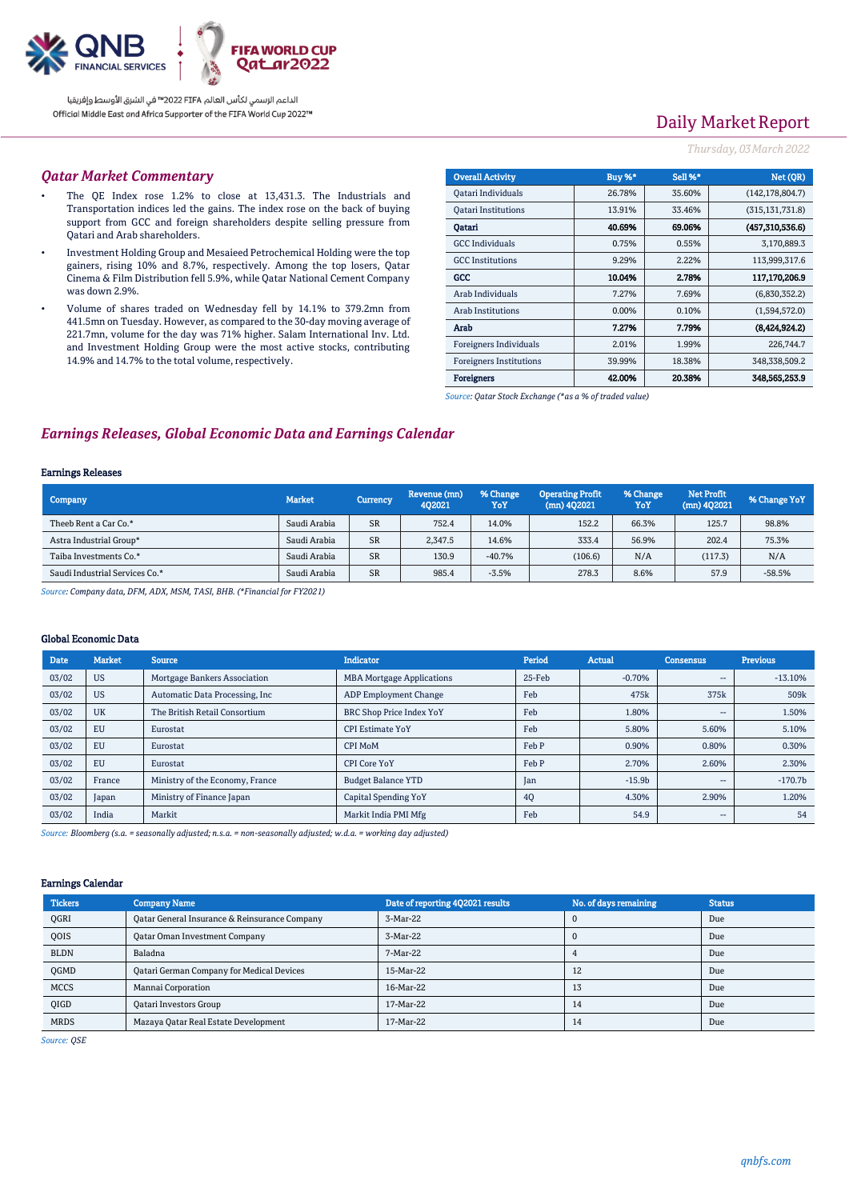Daily Market Report

*Thursday, 03 March 2022*

## Qatar Market Commentary

- The QE Index rose 1.2% to close at 13,431.3. The Industrials and Transportation indices led the gains. The index rose on the back of buying support from GCC and foreign shareholders despite selling pressure from Qatari and Arab shareholders.
- Investment Holding Group and Mesaieed Petrochemical Holding were the top gainers, rising 10% and 8.7%, respectively. Among the top losers, Qatar Cinema & Film Distribution fell 5.9%, while Qatar National Cement Company was down 2.9%.
- Volume of shares traded on Wednesday fell by 14.1% to 379.2mn from 441.5mn on Tuesday. However, as compared to the 30-day moving average of 221.7mn, volume for the day was 71% higher. Salam International Inv. Ltd. and Investment Holding Group were the most active stocks, contributing 14.9% and 14.7% to the total volume, respectively.

| Overall Activity | Buy %* | Sell %* | Net (QR) |
|---|---|---|---|
| Qatari Individuals | 26.78% | 35.60% | (142,178,804.7) |
| Qatari Institutions | 13.91% | 33.46% | (315,131,731.8) |
| **Qatari** | **40.69%** | **69.06%** | **(457,310,536.6)** |
| GCC Individuals | 0.75% | 0.55% | 3,170,889.3 |
| GCC Institutions | 9.29% | 2.22% | 113,999,317.6 |
| **GCC** | **10.04%** | **2.78%** | **117,170,206.9** |
| Arab Individuals | 7.27% | 7.69% | (6,830,352.2) |
| Arab Institutions | 0.00% | 0.10% | (1,594,572.0) |
| **Arab** | **7.27%** | **7.79%** | **(8,424,924.2)** |
| Foreigners Individuals | 2.01% | 1.99% | 226,744.7 |
| Foreigners Institutions | 39.99% | 18.38% | 348,338,509.2 |
| **Foreigners** | **42.00%** | **20.38%** | **348,565,253.9** |

*Source: Qatar Stock Exchange (*as a % of traded value)*

## Earnings Releases, Global Economic Data and Earnings Calendar

### Earnings Releases

| Company | Market | Currency | Revenue (mn) 4Q2021 | % Change YoY | Operating Profit (mn) 4Q2021 | % Change YoY | Net Profit (mn) 4Q2021 | % Change YoY |
|---|---|---|---|---|---|---|---|---|
| Theeb Rent a Car Co.* | Saudi Arabia | SR | 752.4 | 14.0% | 152.2 | 66.3% | 125.7 | 98.8% |
| Astra Industrial Group* | Saudi Arabia | SR | 2,347.5 | 14.6% | 333.4 | 56.9% | 202.4 | 75.3% |
| Taiba Investments Co.* | Saudi Arabia | SR | 130.9 | -40.7% | (106.6) | N/A | (117.3) | N/A |
| Saudi Industrial Services Co.* | Saudi Arabia | SR | 985.4 | -3.5% | 278.3 | 8.6% | 57.9 | -58.5% |

*Source: Company data, DFM, ADX, MSM, TASI, BHB. (*Financial for FY2021)*

### Global Economic Data

| Date | Market | Source | Indicator | Period | Actual | Consensus | Previous |
|---|---|---|---|---|---|---|---|
| 03/02 | US | Mortgage Bankers Association | MBA Mortgage Applications | 25-Feb | -0.70% | -- | -13.10% |
| 03/02 | US | Automatic Data Processing, Inc | ADP Employment Change | Feb | 475k | 375k | 509k |
| 03/02 | UK | The British Retail Consortium | BRC Shop Price Index YoY | Feb | 1.80% | -- | 1.50% |
| 03/02 | EU | Eurostat | CPI Estimate YoY | Feb | 5.80% | 5.60% | 5.10% |
| 03/02 | EU | Eurostat | CPI MoM | Feb P | 0.90% | 0.80% | 0.30% |
| 03/02 | EU | Eurostat | CPI Core YoY | Feb P | 2.70% | 2.60% | 2.30% |
| 03/02 | France | Ministry of the Economy, France | Budget Balance YTD | Jan | -15.9b | -- | -170.7b |
| 03/02 | Japan | Ministry of Finance Japan | Capital Spending YoY | 4Q | 4.30% | 2.90% | 1.20% |
| 03/02 | India | Markit | Markit India PMI Mfg | Feb | 54.9 | -- | 54 |

*Source: Bloomberg (s.a. = seasonally adjusted; n.s.a. = non-seasonally adjusted; w.d.a. = working day adjusted)*

### Earnings Calendar

| Tickers | Company Name | Date of reporting 4Q2021 results | No. of days remaining | Status |
|---|---|---|---|---|
| QGRI | Qatar General Insurance & Reinsurance Company | 3-Mar-22 | 0 | Due |
| QOIS | Qatar Oman Investment Company | 3-Mar-22 | 0 | Due |
| BLDN | Baladna | 7-Mar-22 | 4 | Due |
| QGMD | Qatari German Company for Medical Devices | 15-Mar-22 | 12 | Due |
| MCCS | Mannai Corporation | 16-Mar-22 | 13 | Due |
| QIGD | Qatari Investors Group | 17-Mar-22 | 14 | Due |
| MRDS | Mazaya Qatar Real Estate Development | 17-Mar-22 | 14 | Due |

*Source: QSE*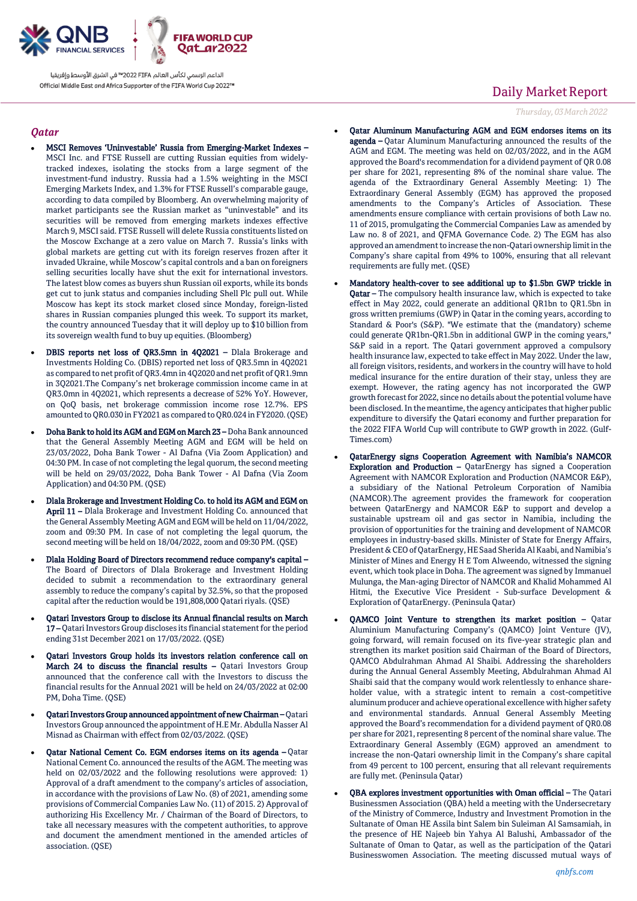## Qatar

- **MSCI Removes 'Uninvestable' Russia from Emerging-Market Indexes –** MSCI Inc. and FTSE Russell are cutting Russian equities from widely-tracked indexes, isolating the stocks from a large segment of the investment-fund industry. Russia had a 1.5% weighting in the MSCI Emerging Markets Index, and 1.3% for FTSE Russell's comparable gauge, according to data compiled by Bloomberg. An overwhelming majority of market participants see the Russian market as "uninvestable" and its securities will be removed from emerging markets indexes effective March 9, MSCI said. FTSE Russell will delete Russia constituents listed on the Moscow Exchange at a zero value on March 7. Russia's links with global markets are getting cut with its foreign reserves frozen after it invaded Ukraine, while Moscow's capital controls and a ban on foreigners selling securities locally have shut the exit for international investors. The latest blow comes as buyers shun Russian oil exports, while its bonds get cut to junk status and companies including Shell Plc pull out. While Moscow has kept its stock market closed since Monday, foreign-listed shares in Russian companies plunged this week. To support its market, the country announced Tuesday that it will deploy up to $10 billion from its sovereign wealth fund to buy up equities. (Bloomberg)

- **DBIS reports net loss of QR3.5mn in 4Q2021 –** Dlala Brokerage and Investments Holding Co. (DBIS) reported net loss of QR3.5mn in 4Q2021 as compared to net profit of QR3.4mn in 4Q2020 and net profit of QR1.9mn in 3Q2021.The Company's net brokerage commission income came in at QR3.0mn in 4Q2021, which represents a decrease of 52% YoY. However, on QoQ basis, net brokerage commission income rose 12.7%. EPS amounted to QR0.030 in FY2021 as compared to QR0.024 in FY2020. (QSE)

- **Doha Bank to hold its AGM and EGM on March 23 –** Doha Bank announced that the General Assembly Meeting AGM and EGM will be held on 23/03/2022, Doha Bank Tower - Al Dafna (Via Zoom Application) and 04:30 PM. In case of not completing the legal quorum, the second meeting will be held on 29/03/2022, Doha Bank Tower - Al Dafna (Via Zoom Application) and 04:30 PM. (QSE)

- **Dlala Brokerage and Investment Holding Co. to hold its AGM and EGM on April 11 –** Dlala Brokerage and Investment Holding Co. announced that the General Assembly Meeting AGM and EGM will be held on 11/04/2022, zoom and 09:30 PM. In case of not completing the legal quorum, the second meeting will be held on 18/04/2022, zoom and 09:30 PM. (QSE)

- **Dlala Holding Board of Directors recommend reduce company's capital –** The Board of Directors of Dlala Brokerage and Investment Holding decided to submit a recommendation to the extraordinary general assembly to reduce the company's capital by 32.5%, so that the proposed capital after the reduction would be 191,808,000 Qatari riyals. (QSE)

- **Qatari Investors Group to disclose its Annual financial results on March 17 –** Qatari Investors Group discloses its financial statement for the period ending 31st December 2021 on 17/03/2022. (QSE)

- **Qatari Investors Group holds its investors relation conference call on March 24 to discuss the financial results –** Qatari Investors Group announced that the conference call with the Investors to discuss the financial results for the Annual 2021 will be held on 24/03/2022 at 02:00 PM, Doha Time. (QSE)

- **Qatari Investors Group announced appointment of new Chairman –** Qatari Investors Group announced the appointment of H.E Mr. Abdulla Nasser Al Misnad as Chairman with effect from 02/03/2022. (QSE)

- **Qatar National Cement Co. EGM endorses items on its agenda –** Qatar National Cement Co. announced the results of the AGM. The meeting was held on 02/03/2022 and the following resolutions were approved: 1) Approval of a draft amendment to the company's articles of association, in accordance with the provisions of Law No. (8) of 2021, amending some provisions of Commercial Companies Law No. (11) of 2015. 2) Approval of authorizing His Excellency Mr. / Chairman of the Board of Directors, to take all necessary measures with the competent authorities, to approve and document the amendment mentioned in the amended articles of association. (QSE)

- **Qatar Aluminum Manufacturing AGM and EGM endorses items on its agenda –** Qatar Aluminum Manufacturing announces the results of the AGM and EGM. The meeting was held on 02/03/2022, and in the AGM approved the Board's recommendation for a dividend payment of QR 0.08 per share for 2021, representing 8% of the nominal share value. The agenda of the Extraordinary General Assembly Meeting: 1) The Extraordinary General Assembly (EGM) has approved the proposed amendments to the Company's Articles of Association. These amendments ensure compliance with certain provisions of both Law no. 11 of 2015, promulgating the Commercial Companies Law as amended by Law no. 8 of 2021, and QFMA Governance Code. 2) The EGM has also approved an amendment to increase the non-Qatari ownership limit in the Company's share capital from 49% to 100%, ensuring that all relevant requirements are fully met. (QSE)

- **Mandatory health-cover to see additional up to $1.5bn GWP trickle in Qatar –** The compulsory health insurance law, which is expected to take effect in May 2022, could generate an additional QR1bn to QR1.5bn in gross written premiums (GWP) in Qatar in the coming years, according to Standard & Poor's (S&P). "We estimate that the (mandatory) scheme could generate QR1bn-QR1.5bn in additional GWP in the coming years," S&P said in a report. The Qatari government approved a compulsory health insurance law, expected to take effect in May 2022. Under the law, all foreign visitors, residents, and workers in the country will have to hold medical insurance for the entire duration of their stay, unless they are exempt. However, the rating agency has not incorporated the GWP growth forecast for 2022, since no details about the potential volume have been disclosed. In the meantime, the agency anticipates that higher public expenditure to diversify the Qatari economy and further preparation for the 2022 FIFA World Cup will contribute to GWP growth in 2022. (Gulf-Times.com)

- **QatarEnergy signs Cooperation Agreement with Namibia's NAMCOR Exploration and Production –** QatarEnergy has signed a Cooperation Agreement with NAMCOR Exploration and Production (NAMCOR E&P), a subsidiary of the National Petroleum Corporation of Namibia (NAMCOR).The agreement provides the framework for cooperation between QatarEnergy and NAMCOR E&P to support and develop a sustainable upstream oil and gas sector in Namibia, including the provision of opportunities for the training and development of NAMCOR employees in industry-based skills. Minister of State for Energy Affairs, President & CEO of QatarEnergy, HE Saad Sherida Al Kaabi, and Namibia's Minister of Mines and Energy H E Tom Alweendo, witnessed the signing event, which took place in Doha. The agreement was signed by Immanuel Mulunga, the Man-aging Director of NAMCOR and Khalid Mohammed Al Hitmi, the Executive Vice President - Sub-surface Development & Exploration of QatarEnergy. (Peninsula Qatar)

- **QAMCO Joint Venture to strengthen its market position –** Qatar Aluminium Manufacturing Company's (QAMCO) Joint Venture (JV), going forward, will remain focused on its five-year strategic plan and strengthen its market position said Chairman of the Board of Directors, QAMCO Abdulrahman Ahmad Al Shaibi. Addressing the shareholders during the Annual General Assembly Meeting, Abdulrahman Ahmad Al Shaibi said that the company would work relentlessly to enhance share-holder value, with a strategic intent to remain a cost-competitive aluminum producer and achieve operational excellence with higher safety and environmental standards. Annual General Assembly Meeting approved the Board's recommendation for a dividend payment of QR0.08 per share for 2021, representing 8 percent of the nominal share value. The Extraordinary General Assembly (EGM) approved an amendment to increase the non-Qatari ownership limit in the Company's share capital from 49 percent to 100 percent, ensuring that all relevant requirements are fully met. (Peninsula Qatar)

- **QBA explores investment opportunities with Oman official –** The Qatari Businessmen Association (QBA) held a meeting with the Undersecretary of the Ministry of Commerce, Industry and Investment Promotion in the Sultanate of Oman HE Assila bint Salem bin Suleiman Al Samsamiah, in the presence of HE Najeeb bin Yahya Al Balushi, Ambassador of the Sultanate of Oman to Qatar, as well as the participation of the Qatari Businesswomen Association. The meeting discussed mutual ways of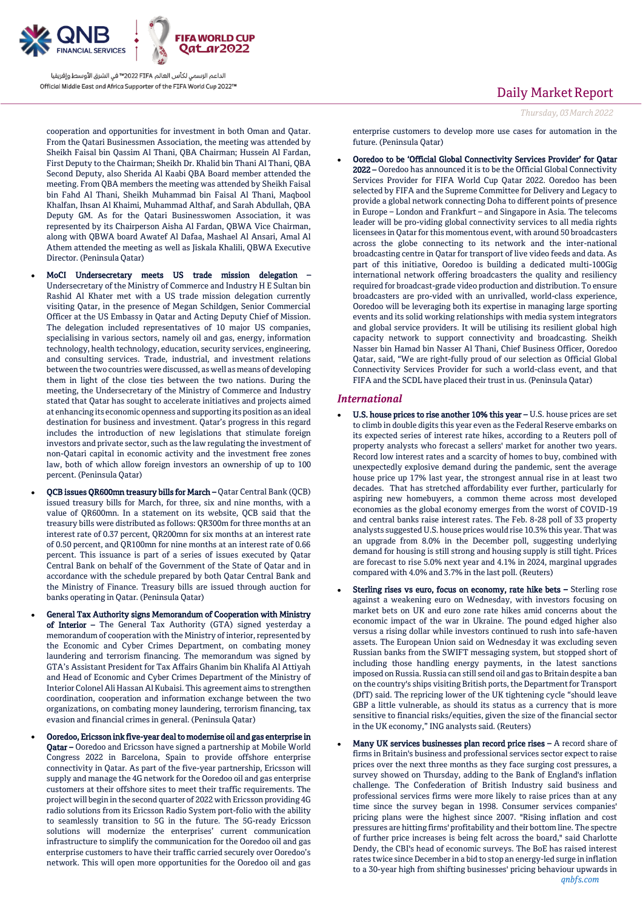cooperation and opportunities for investment in both Oman and Qatar. From the Qatari Businessmen Association, the meeting was attended by Sheikh Faisal bin Qassim Al Thani, QBA Chairman; Hussein Al Fardan, First Deputy to the Chairman; Sheikh Dr. Khalid bin Thani Al Thani, QBA Second Deputy, also Sherida Al Kaabi QBA Board member attended the meeting. From QBA members the meeting was attended by Sheikh Faisal bin Fahd Al Thani, Sheikh Muhammad bin Faisal Al Thani, Maqbool Khalfan, Ihsan Al Khaimi, Muhammad Althaf, and Sarah Abdullah, QBA Deputy GM. As for the Qatari Businesswomen Association, it was represented by its Chairperson Aisha Al Fardan, QBWA Vice Chairman, along with QBWA board Awatef Al Dafaa, Mashael Al Ansari, Amal Al Athem attended the meeting as well as Jiskala Khalili, QBWA Executive Director. (Peninsula Qatar)

- **MoCI Undersecretary meets US trade mission delegation –** Undersecretary of the Ministry of Commerce and Industry H E Sultan bin Rashid Al Khater met with a US trade mission delegation currently visiting Qatar, in the presence of Megan Schildgen, Senior Commercial Officer at the US Embassy in Qatar and Acting Deputy Chief of Mission. The delegation included representatives of 10 major US companies, specialising in various sectors, namely oil and gas, energy, information technology, health technology, education, security services, engineering, and consulting services. Trade, industrial, and investment relations between the two countries were discussed, as well as means of developing them in light of the close ties between the two nations. During the meeting, the Undersecretary of the Ministry of Commerce and Industry stated that Qatar has sought to accelerate initiatives and projects aimed at enhancing its economic openness and supporting its position as an ideal destination for business and investment. Qatar's progress in this regard includes the introduction of new legislations that stimulate foreign investors and private sector, such as the law regulating the investment of non-Qatari capital in economic activity and the investment free zones law, both of which allow foreign investors an ownership of up to 100 percent. (Peninsula Qatar)

- **QCB issues QR600mn treasury bills for March –** Qatar Central Bank (QCB) issued treasury bills for March, for three, six and nine months, with a value of QR600mn. In a statement on its website, QCB said that the treasury bills were distributed as follows: QR300mn for three months at an interest rate of 0.37 percent, QR200mn for six months at an interest rate of 0.50 percent, and QR100mn for nine months at an interest rate of 0.66 percent. This issuance is part of a series of issues executed by Qatar Central Bank on behalf of the Government of the State of Qatar and in accordance with the schedule prepared by both Qatar Central Bank and the Ministry of Finance. Treasury bills are issued through auction for banks operating in Qatar. (Peninsula Qatar)

- **General Tax Authority signs Memorandum of Cooperation with Ministry of Interior –** The General Tax Authority (GTA) signed yesterday a memorandum of cooperation with the Ministry of interior, represented by the Economic and Cyber Crimes Department, on combating money laundering and terrorism financing. The memorandum was signed by GTA's Assistant President for Tax Affairs Ghanim bin Khalifa Al Attiyah and Head of Economic and Cyber Crimes Department of the Ministry of Interior Colonel Ali Hassan Al Kubaisi. This agreement aims to strengthen coordination, cooperation and information exchange between the two organizations, on combating money laundering, terrorism financing, tax evasion and financial crimes in general. (Peninsula Qatar)

- **Ooredoo, Ericsson ink five-year deal to modernise oil and gas enterprise in Qatar –** Ooredoo and Ericsson have signed a partnership at Mobile World Congress 2022 in Barcelona, Spain to provide offshore enterprise connectivity in Qatar. As part of the five-year partnership, Ericsson will supply and manage the 4G network for the Ooredoo oil and gas enterprise customers at their offshore sites to meet their traffic requirements. The project will begin in the second quarter of 2022 with Ericsson providing 4G radio solutions from its Ericsson Radio System port-folio with the ability to seamlessly transition to 5G in the future. The 5G-ready Ericsson solutions will modernize the enterprises' current communication infrastructure to simplify the communication for the Ooredoo oil and gas enterprise customers to have their traffic carried securely over Ooredoo's network. This will open more opportunities for the Ooredoo oil and gas enterprise customers to develop more use cases for automation in the future. (Peninsula Qatar)

- **Ooredoo to be 'Official Global Connectivity Services Provider' for Qatar 2022 –** Ooredoo has announced it is to be the Official Global Connectivity Services Provider for FIFA World Cup Qatar 2022. Ooredoo has been selected by FIFA and the Supreme Committee for Delivery and Legacy to provide a global network connecting Doha to different points of presence in Europe – London and Frankfurt – and Singapore in Asia. The telecoms leader will be pro-viding global connectivity services to all media rights licensees in Qatar for this momentous event, with around 50 broadcasters across the globe connecting to its network and the inter-national broadcasting centre in Qatar for transport of live video feeds and data. As part of this initiative, Ooredoo is building a dedicated multi-100Gig international network offering broadcasters the quality and resiliency required for broadcast-grade video production and distribution. To ensure broadcasters are pro-vided with an unrivalled, world-class experience, Ooredoo will be leveraging both its expertise in managing large sporting events and its solid working relationships with media system integrators and global service providers. It will be utilising its resilient global high capacity network to support connectivity and broadcasting. Sheikh Nasser bin Hamad bin Nasser Al Thani, Chief Business Officer, Ooredoo Qatar, said, "We are right-fully proud of our selection as Official Global Connectivity Services Provider for such a world-class event, and that FIFA and the SCDL have placed their trust in us. (Peninsula Qatar)

## *International*

- **U.S. house prices to rise another 10% this year –** U.S. house prices are set to climb in double digits this year even as the Federal Reserve embarks on its expected series of interest rate hikes, according to a Reuters poll of property analysts who forecast a sellers' market for another two years. Record low interest rates and a scarcity of homes to buy, combined with unexpectedly explosive demand during the pandemic, sent the average house price up 17% last year, the strongest annual rise in at least two decades. That has stretched affordability ever further, particularly for aspiring new homebuyers, a common theme across most developed economies as the global economy emerges from the worst of COVID-19 and central banks raise interest rates. The Feb. 8-28 poll of 33 property analysts suggested U.S. house prices would rise 10.3% this year. That was an upgrade from 8.0% in the December poll, suggesting underlying demand for housing is still strong and housing supply is still tight. Prices are forecast to rise 5.0% next year and 4.1% in 2024, marginal upgrades compared with 4.0% and 3.7% in the last poll. (Reuters)

- **Sterling rises vs euro, focus on economy, rate hike bets –** Sterling rose against a weakening euro on Wednesday, with investors focusing on market bets on UK and euro zone rate hikes amid concerns about the economic impact of the war in Ukraine. The pound edged higher also versus a rising dollar while investors continued to rush into safe-haven assets. The European Union said on Wednesday it was excluding seven Russian banks from the SWIFT messaging system, but stopped short of including those handling energy payments, in the latest sanctions imposed on Russia. Russia can still send oil and gas to Britain despite a ban on the country's ships visiting British ports, the Department for Transport (DfT) said. The repricing lower of the UK tightening cycle "should leave GBP a little vulnerable, as should its status as a currency that is more sensitive to financial risks/equities, given the size of the financial sector in the UK economy," ING analysts said. (Reuters)

- **Many UK services businesses plan record price rises –** A record share of firms in Britain's business and professional services sector expect to raise prices over the next three months as they face surging cost pressures, a survey showed on Thursday, adding to the Bank of England's inflation challenge. The Confederation of British Industry said business and professional services firms were more likely to raise prices than at any time since the survey began in 1998. Consumer services companies' pricing plans were the highest since 2007. "Rising inflation and cost pressures are hitting firms' profitability and their bottom line. The spectre of further price increases is being felt across the board," said Charlotte Dendy, the CBI's head of economic surveys. The BoE has raised interest rates twice since December in a bid to stop an energy-led surge in inflation to a 30-year high from shifting businesses' pricing behaviour upwards in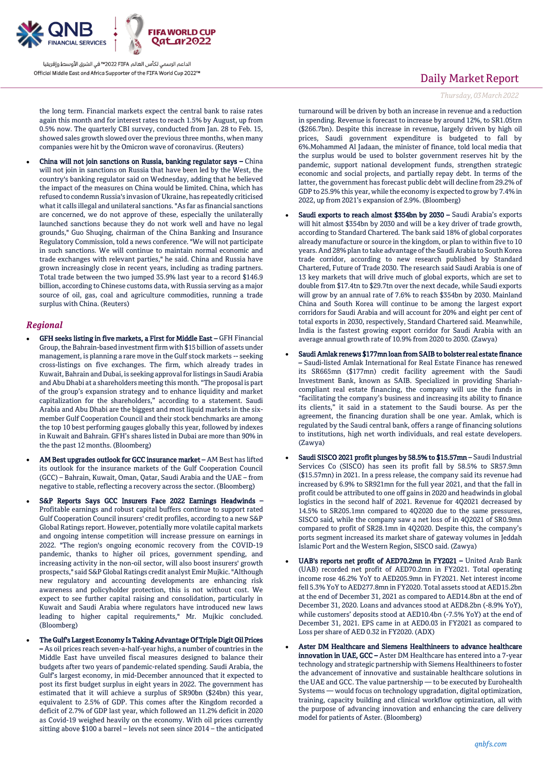the long term. Financial markets expect the central bank to raise rates again this month and for interest rates to reach 1.5% by August, up from 0.5% now. The quarterly CBI survey, conducted from Jan. 28 to Feb. 15, showed sales growth slowed over the previous three months, when many companies were hit by the Omicron wave of coronavirus. (Reuters)

- **China will not join sanctions on Russia, banking regulator says –** China will not join in sanctions on Russia that have been led by the West, the country's banking regulator said on Wednesday, adding that he believed the impact of the measures on China would be limited. China, which has refused to condemn Russia's invasion of Ukraine, has repeatedly criticised what it calls illegal and unilateral sanctions. "As far as financial sanctions are concerned, we do not approve of these, especially the unilaterally launched sanctions because they do not work well and have no legal grounds," Guo Shuqing, chairman of the China Banking and Insurance Regulatory Commission, told a news conference. "We will not participate in such sanctions. We will continue to maintain normal economic and trade exchanges with relevant parties," he said. China and Russia have grown increasingly close in recent years, including as trading partners. Total trade between the two jumped 35.9% last year to a record $146.9 billion, according to Chinese customs data, with Russia serving as a major source of oil, gas, coal and agriculture commodities, running a trade surplus with China. (Reuters)

## *Regional*

- **GFH seeks listing in five markets, a First for Middle East –** GFH Financial Group, the Bahrain-based investment firm with $15 billion of assets under management, is planning a rare move in the Gulf stock markets -- seeking cross-listings on five exchanges. The firm, which already trades in Kuwait, Bahrain and Dubai, is seeking approval for listings in Saudi Arabia and Abu Dhabi at a shareholders meeting this month. "The proposal is part of the group's expansion strategy and to enhance liquidity and market capitalization for the shareholders," according to a statement. Saudi Arabia and Abu Dhabi are the biggest and most liquid markets in the six-member Gulf Cooperation Council and their stock benchmarks are among the top 10 best performing gauges globally this year, followed by indexes in Kuwait and Bahrain. GFH's shares listed in Dubai are more than 90% in the the past 12 months. (Bloomberg)

- **AM Best upgrades outlook for GCC insurance market –** AM Best has lifted its outlook for the insurance markets of the Gulf Cooperation Council (GCC) – Bahrain, Kuwait, Oman, Qatar, Saudi Arabia and the UAE – from negative to stable, reflecting a recovery across the sector. (Bloomberg)

- **S&P Reports Says GCC Insurers Face 2022 Earnings Headwinds –** Profitable earnings and robust capital buffers continue to support rated Gulf Cooperation Council insurers' credit profiles, according to a new S&P Global Ratings report. However, potentially more volatile capital markets and ongoing intense competition will increase pressure on earnings in 2022. "The region's ongoing economic recovery from the COVID-19 pandemic, thanks to higher oil prices, government spending, and increasing activity in the non-oil sector, will also boost insurers' growth prospects," said S&P Global Ratings credit analyst Emir Mujkic. "Although new regulatory and accounting developments are enhancing risk awareness and policyholder protection, this is not without cost. We expect to see further capital raising and consolidation, particularly in Kuwait and Saudi Arabia where regulators have introduced new laws leading to higher capital requirements," Mr. Mujkic concluded. (Bloomberg)

- **The Gulf's Largest Economy Is Taking Advantage Of Triple Digit Oil Prices –** As oil prices reach seven-a-half-year highs, a number of countries in the Middle East have unveiled fiscal measures designed to balance their budgets after two years of pandemic-related spending. Saudi Arabia, the Gulf's largest economy, in mid-December announced that it expected to post its first budget surplus in eight years in 2022. The government has estimated that it will achieve a surplus of SR90bn ($24bn) this year, equivalent to 2.5% of GDP. This comes after the Kingdom recorded a deficit of 2.7% of GDP last year, which followed an 11.2% deficit in 2020 as Covid-19 weighed heavily on the economy. With oil prices currently sitting above $100 a barrel – levels not seen since 2014 – the anticipated turnaround will be driven by both an increase in revenue and a reduction in spending. Revenue is forecast to increase by around 12%, to SR1.05trn ($266.7bn). Despite this increase in revenue, largely driven by high oil prices, Saudi government expenditure is budgeted to fall by 6%.Mohammed Al Jadaan, the minister of finance, told local media that the surplus would be used to bolster government reserves hit by the pandemic, support national development funds, strengthen strategic economic and social projects, and partially repay debt. In terms of the latter, the government has forecast public debt will decline from 29.2% of GDP to 25.9% this year, while the economy is expected to grow by 7.4% in 2022, up from 2021's expansion of 2.9%. (Bloomberg)

- **Saudi exports to reach almost $354bn by 2030 –** Saudi Arabia's exports will hit almost $354bn by 2030 and will be a key driver of trade growth, according to Standard Chartered. The bank said 18% of global corporates already manufacture or source in the kingdom, or plan to within five to 10 years. And 28% plan to take advantage of the Saudi Arabia to South Korea trade corridor, according to new research published by Standard Chartered, Future of Trade 2030. The research said Saudi Arabia is one of 13 key markets that will drive much of global exports, which are set to double from $17.4tn to $29.7tn over the next decade, while Saudi exports will grow by an annual rate of 7.6% to reach $354bn by 2030. Mainland China and South Korea will continue to be among the largest export corridors for Saudi Arabia and will account for 20% and eight per cent of total exports in 2030, respectively, Standard Chartered said. Meanwhile, India is the fastest growing export corridor for Saudi Arabia with an average annual growth rate of 10.9% from 2020 to 2030. (Zawya)

- **Saudi Amlak renews $177mn loan from SAIB to bolster real estate finance –** Saudi-listed Amlak International for Real Estate Finance has renewed its SR665mn ($177mn) credit facility agreement with the Saudi Investment Bank, known as SAIB. Specialized in providing Shariah-compliant real estate financing, the company will use the funds in "facilitating the company's business and increasing its ability to finance its clients," it said in a statement to the Saudi bourse. As per the agreement, the financing duration shall be one year. Amlak, which is regulated by the Saudi central bank, offers a range of financing solutions to institutions, high net worth individuals, and real estate developers. (Zawya)

- **Saudi SISCO 2021 profit plunges by 58.5% to $15.57mn –** Saudi Industrial Services Co (SISCO) has seen its profit fall by 58.5% to SR57.9mn ($15.57mn) in 2021. In a press release, the company said its revenue had increased by 6.9% to SR921mn for the full year 2021, and that the fall in profit could be attributed to one off gains in 2020 and headwinds in global logistics in the second half of 2021. Revenue for 4Q2021 decreased by 14.5% to SR205.1mn compared to 4Q2020 due to the same pressures, SISCO said, while the company saw a net loss of in 4Q2021 of SR0.9mn compared to profit of SR28.1mn in 4Q2020. Despite this, the company's ports segment increased its market share of gateway volumes in Jeddah Islamic Port and the Western Region, SISCO said. (Zawya)

- **UAB's reports net profit of AED70.2mn in FY2021 –** United Arab Bank (UAB) recorded net profit of AED70.2mn in FY2021. Total operating income rose 46.2% YoY to AED205.9mn in FY2021. Net interest income fell 5.3% YoY to AED277.8mn in FY2020. Total assets stood at AED15.2bn at the end of December 31, 2021 as compared to AED14.8bn at the end of December 31, 2020. Loans and advances stood at AED8.2bn (-8.9% YoY), while customers' deposits stood at AED10.4bn (-7.5% YoY) at the end of December 31, 2021. EPS came in at AED0.03 in FY2021 as compared to Loss per share of AED 0.32 in FY2020. (ADX)

- **Aster DM Healthcare and Siemens Healthineers to advance healthcare innovation in UAE, GCC –** Aster DM Healthcare has entered into a 7-year technology and strategic partnership with Siemens Healthineers to foster the advancement of innovative and sustainable healthcare solutions in the UAE and GCC. The value partnership — to be executed by Eurohealth Systems — would focus on technology upgradation, digital optimization, training, capacity building and clinical workflow optimization, all with the purpose of advancing innovation and enhancing the care delivery model for patients of Aster. (Bloomberg)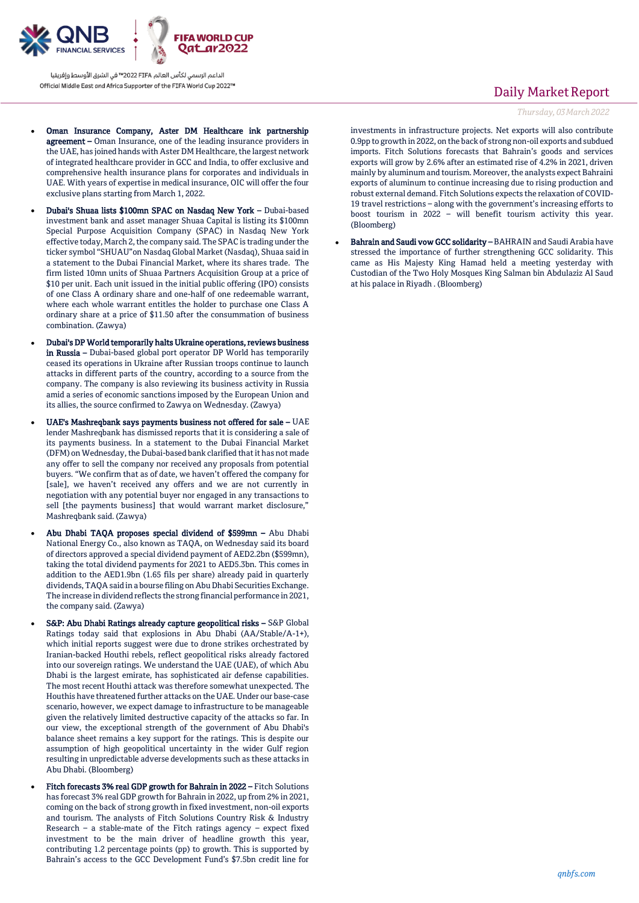- **Oman Insurance Company, Aster DM Healthcare ink partnership agreement –** Oman Insurance, one of the leading insurance providers in the UAE, has joined hands with Aster DM Healthcare, the largest network of integrated healthcare provider in GCC and India, to offer exclusive and comprehensive health insurance plans for corporates and individuals in UAE. With years of expertise in medical insurance, OIC will offer the four exclusive plans starting from March 1, 2022.

- **Dubai's Shuaa lists $100mn SPAC on Nasdaq New York –** Dubai-based investment bank and asset manager Shuaa Capital is listing its $100mn Special Purpose Acquisition Company (SPAC) in Nasdaq New York effective today, March 2, the company said. The SPAC is trading under the ticker symbol "SHUAU"on Nasdaq Global Market (Nasdaq), Shuaa said in a statement to the Dubai Financial Market, where its shares trade. The firm listed 10mn units of Shuaa Partners Acquisition Group at a price of $10 per unit. Each unit issued in the initial public offering (IPO) consists of one Class A ordinary share and one-half of one redeemable warrant, where each whole warrant entitles the holder to purchase one Class A ordinary share at a price of $11.50 after the consummation of business combination. (Zawya)

- **Dubai's DP World temporarily halts Ukraine operations, reviews business in Russia –** Dubai-based global port operator DP World has temporarily ceased its operations in Ukraine after Russian troops continue to launch attacks in different parts of the country, according to a source from the company. The company is also reviewing its business activity in Russia amid a series of economic sanctions imposed by the European Union and its allies, the source confirmed to Zawya on Wednesday. (Zawya)

- **UAE's Mashreqbank says payments business not offered for sale –** UAE lender Mashreqbank has dismissed reports that it is considering a sale of its payments business. In a statement to the Dubai Financial Market (DFM) on Wednesday, the Dubai-based bank clarified that it has not made any offer to sell the company nor received any proposals from potential buyers. "We confirm that as of date, we haven't offered the company for [sale], we haven't received any offers and we are not currently in negotiation with any potential buyer nor engaged in any transactions to sell [the payments business] that would warrant market disclosure," Mashreqbank said. (Zawya)

- **Abu Dhabi TAQA proposes special dividend of $599mn –** Abu Dhabi National Energy Co., also known as TAQA, on Wednesday said its board of directors approved a special dividend payment of AED2.2bn ($599mn), taking the total dividend payments for 2021 to AED5.3bn. This comes in addition to the AED1.9bn (1.65 fils per share) already paid in quarterly dividends, TAQA said in a bourse filing on Abu Dhabi Securities Exchange. The increase in dividend reflects the strong financial performance in 2021, the company said. (Zawya)

- **S&P: Abu Dhabi Ratings already capture geopolitical risks –** S&P Global Ratings today said that explosions in Abu Dhabi (AA/Stable/A-1+), which initial reports suggest were due to drone strikes orchestrated by Iranian-backed Houthi rebels, reflect geopolitical risks already factored into our sovereign ratings. We understand the UAE (UAE), of which Abu Dhabi is the largest emirate, has sophisticated air defense capabilities. The most recent Houthi attack was therefore somewhat unexpected. The Houthis have threatened further attacks on the UAE. Under our base-case scenario, however, we expect damage to infrastructure to be manageable given the relatively limited destructive capacity of the attacks so far. In our view, the exceptional strength of the government of Abu Dhabi's balance sheet remains a key support for the ratings. This is despite our assumption of high geopolitical uncertainty in the wider Gulf region resulting in unpredictable adverse developments such as these attacks in Abu Dhabi. (Bloomberg)

- **Fitch forecasts 3% real GDP growth for Bahrain in 2022 –** Fitch Solutions has forecast 3% real GDP growth for Bahrain in 2022, up from 2% in 2021, coming on the back of strong growth in fixed investment, non-oil exports and tourism. The analysts of Fitch Solutions Country Risk & Industry Research – a stable-mate of the Fitch ratings agency – expect fixed investment to be the main driver of headline growth this year, contributing 1.2 percentage points (pp) to growth. This is supported by Bahrain's access to the GCC Development Fund's $7.5bn credit line for investments in infrastructure projects. Net exports will also contribute 0.9pp to growth in 2022, on the back of strong non-oil exports and subdued imports. Fitch Solutions forecasts that Bahrain's goods and services exports will grow by 2.6% after an estimated rise of 4.2% in 2021, driven mainly by aluminum and tourism. Moreover, the analysts expect Bahraini exports of aluminum to continue increasing due to rising production and robust external demand. Fitch Solutions expects the relaxation of COVID-19 travel restrictions – along with the government's increasing efforts to boost tourism in 2022 – will benefit tourism activity this year. (Bloomberg)

- **Bahrain and Saudi vow GCC solidarity –** BAHRAIN and Saudi Arabia have stressed the importance of further strengthening GCC solidarity. This came as His Majesty King Hamad held a meeting yesterday with Custodian of the Two Holy Mosques King Salman bin Abdulaziz Al Saud at his palace in Riyadh . (Bloomberg)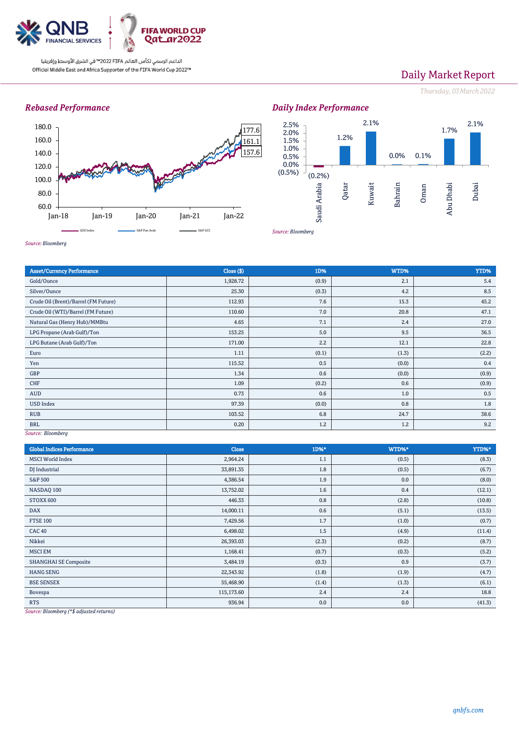الداعم الرسمي لكأس العالم FIFA 2022™ في الشرق الأوسط وإفريقيا
Official Middle East and Africa Supporter of the FIFA World Cup 2022™

# Daily Market Report

*Thursday, 03 March 2022*

## Rebased Performance

180.0
160.0
140.0
120.0
100.0
80.0
60.0

Jan-18 Jan-19 Jan-20 Jan-21 Jan-22

177.6
161.1
157.6

QSE Index — S&P Pan Arab — S&P GCC

*Source: Bloomberg*

## Daily Index Performance

| Saudi Arabia | Qatar | Kuwait | Bahrain | Oman | Abu Dhabi | Dubai |
|---|---|---|---|---|---|---|
| (0.2%) | 1.2% | 2.1% | 0.0% | 0.1% | 1.7% | 2.1% |

*Source: Bloomberg*

| Asset/Currency Performance | Close ($) | 1D% | WTD% | YTD% |
|---|---|---|---|---|
| Gold/Ounce | 1,928.72 | (0.9) | 2.1 | 5.4 |
| Silver/Ounce | 25.30 | (0.3) | 4.2 | 8.5 |
| Crude Oil (Brent)/Barrel (FM Future) | 112.93 | 7.6 | 15.3 | 45.2 |
| Crude Oil (WTI)/Barrel (FM Future) | 110.60 | 7.0 | 20.8 | 47.1 |
| Natural Gas (Henry Hub)/MMBtu | 4.65 | 7.1 | 2.4 | 27.0 |
| LPG Propane (Arab Gulf)/Ton | 153.25 | 5.0 | 9.5 | 36.5 |
| LPG Butane (Arab Gulf)/Ton | 171.00 | 2.2 | 12.1 | 22.8 |
| Euro | 1.11 | (0.1) | (1.3) | (2.2) |
| Yen | 115.52 | 0.5 | (0.0) | 0.4 |
| GBP | 1.34 | 0.6 | (0.0) | (0.9) |
| CHF | 1.09 | (0.2) | 0.6 | (0.9) |
| AUD | 0.73 | 0.6 | 1.0 | 0.5 |
| USD Index | 97.39 | (0.0) | 0.8 | 1.8 |
| RUB | 103.52 | 6.8 | 24.7 | 38.6 |
| BRL | 0.20 | 1.2 | 1.2 | 9.2 |

*Source: Bloomberg*

| Global Indices Performance | Close | 1D%* | WTD%* | YTD%* |
|---|---|---|---|---|
| MSCI World Index | 2,964.24 | 1.1 | (0.5) | (8.3) |
| DJ Industrial | 33,891.35 | 1.8 | (0.5) | (6.7) |
| S&P 500 | 4,386.54 | 1.9 | 0.0 | (8.0) |
| NASDAQ 100 | 13,752.02 | 1.6 | 0.4 | (12.1) |
| STOXX 600 | 446.33 | 0.8 | (2.8) | (10.8) |
| DAX | 14,000.11 | 0.6 | (5.1) | (13.5) |
| FTSE 100 | 7,429.56 | 1.7 | (1.0) | (0.7) |
| CAC 40 | 6,498.02 | 1.5 | (4.9) | (11.4) |
| Nikkei | 26,393.03 | (2.3) | (0.2) | (8.7) |
| MSCI EM | 1,168.41 | (0.7) | (0.3) | (5.2) |
| SHANGHAI SE Composite | 3,484.19 | (0.3) | 0.9 | (3.7) |
| HANG SENG | 22,343.92 | (1.8) | (1.9) | (4.7) |
| BSE SENSEX | 55,468.90 | (1.4) | (1.3) | (6.1) |
| Bovespa | 115,173.60 | 2.4 | 2.4 | 18.8 |
| RTS | 936.94 | 0.0 | 0.0 | (41.3) |

*Source: Bloomberg (*$ adjusted returns)*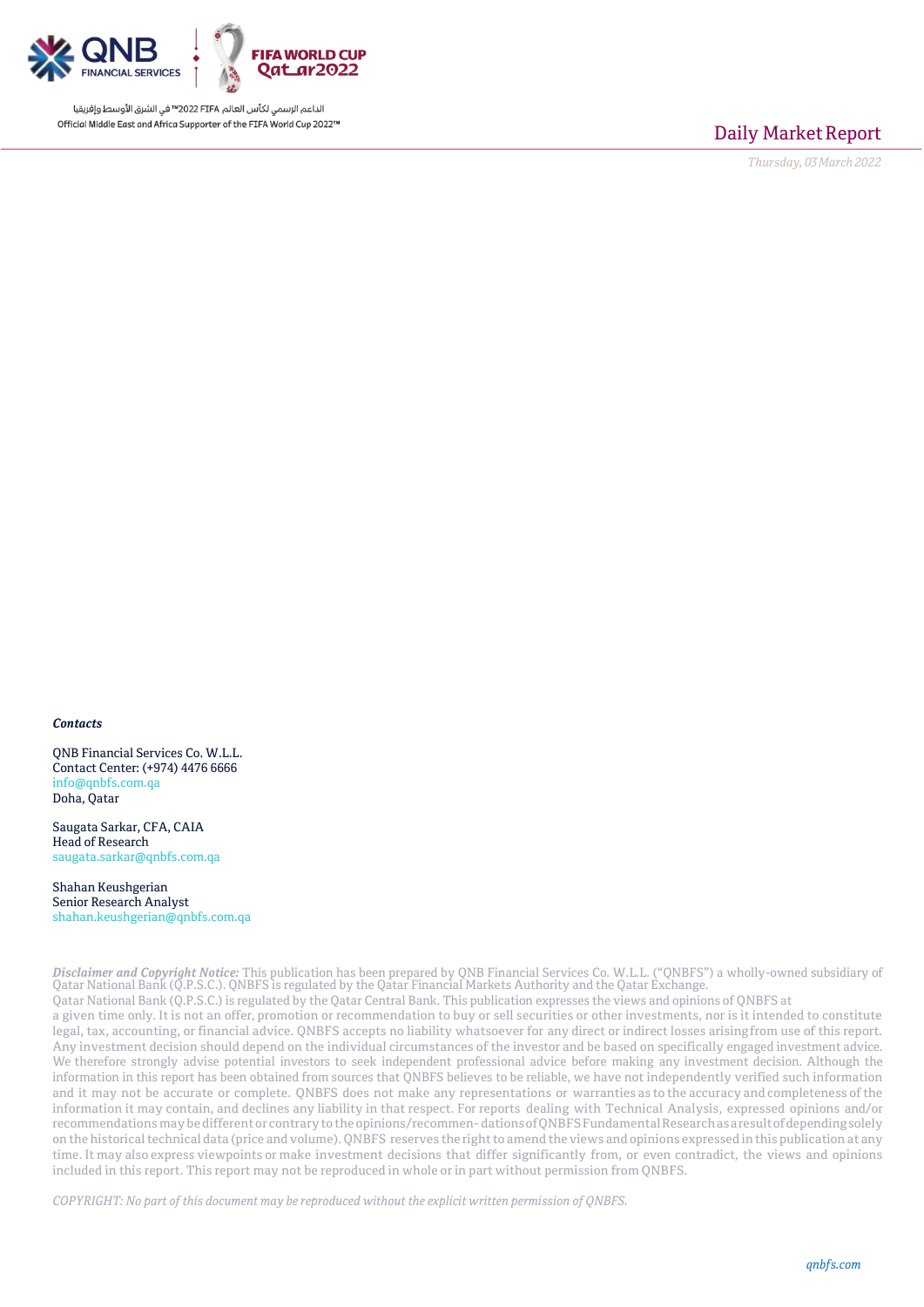# Daily Market Report

*Thursday, 03 March 2022*

***Contacts***

QNB Financial Services Co. W.L.L.
Contact Center: (+974) 4476 6666
info@qnbfs.com.qa
Doha, Qatar

Saugata Sarkar, CFA, CAIA
Head of Research
saugata.sarkar@qnbfs.com.qa

Shahan Keushgerian
Senior Research Analyst
shahan.keushgerian@qnbfs.com.qa

***Disclaimer and Copyright Notice:*** This publication has been prepared by QNB Financial Services Co. W.L.L. ("QNBFS") a wholly-owned subsidiary of Qatar National Bank (Q.P.S.C.). QNBFS is regulated by the Qatar Financial Markets Authority and the Qatar Exchange. Qatar National Bank (Q.P.S.C.) is regulated by the Qatar Central Bank. This publication expresses the views and opinions of QNBFS at a given time only. It is not an offer, promotion or recommendation to buy or sell securities or other investments, nor is it intended to constitute legal, tax, accounting, or financial advice. QNBFS accepts no liability whatsoever for any direct or indirect losses arising from use of this report. Any investment decision should depend on the individual circumstances of the investor and be based on specifically engaged investment advice. We therefore strongly advise potential investors to seek independent professional advice before making any investment decision. Although the information in this report has been obtained from sources that QNBFS believes to be reliable, we have not independently verified such information and it may not be accurate or complete. QNBFS does not make any representations or warranties as to the accuracy and completeness of the information it may contain, and declines any liability in that respect. For reports dealing with Technical Analysis, expressed opinions and/or recommendations may be different or contrary to the opinions/recommen- dations of QNBFS Fundamental Research as a result of depending solely on the historical technical data (price and volume). QNBFS reserves the right to amend the views and opinions expressed in this publication at any time. It may also express viewpoints or make investment decisions that differ significantly from, or even contradict, the views and opinions included in this report. This report may not be reproduced in whole or in part without permission from QNBFS.

*COPYRIGHT: No part of this document may be reproduced without the explicit written permission of QNBFS.*